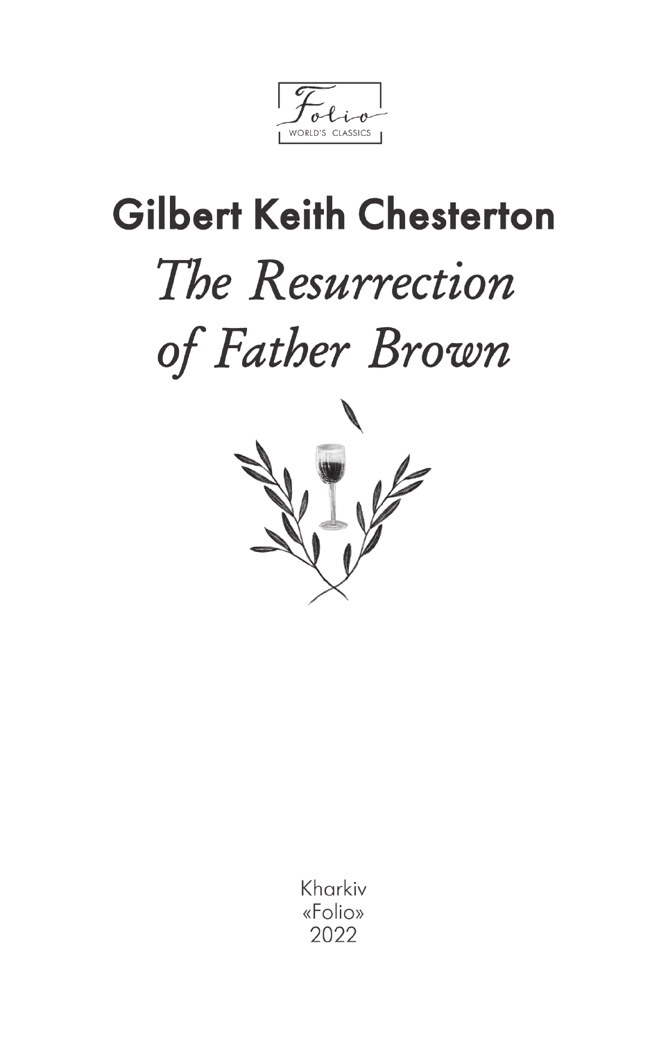Folio

WORLD'S CLASSICS

## Gilbert Keith Chesterton

# *The Resurrection of Father Brown*

Kharkiv
«Folio»
2022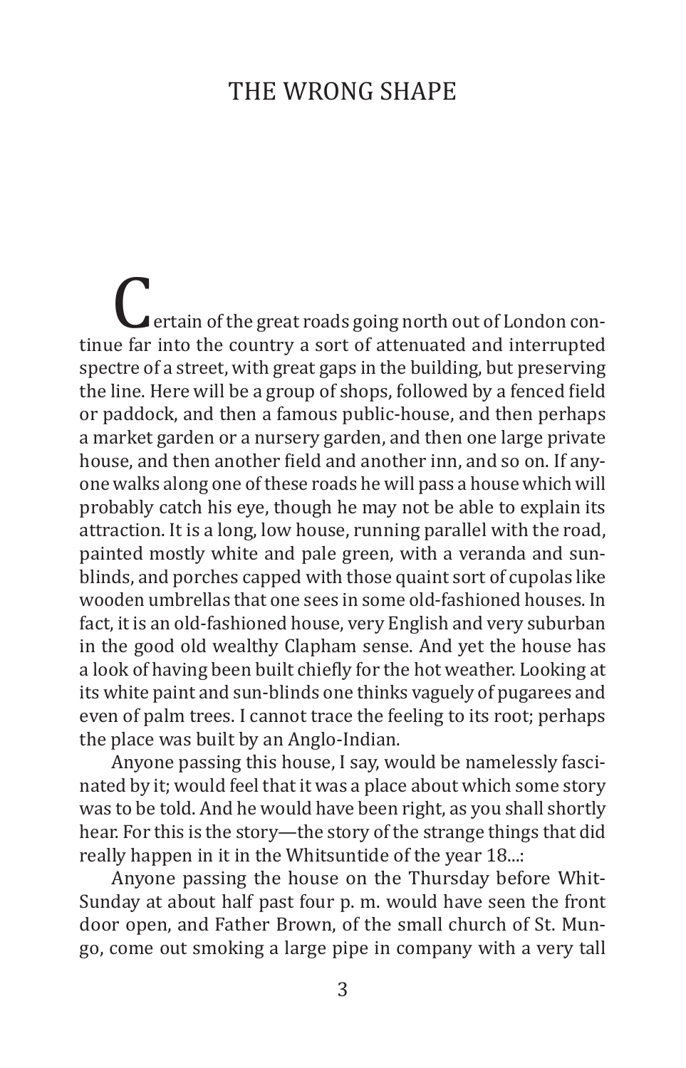# THE WRONG SHAPE

Certain of the great roads going north out of London continue far into the country a sort of attenuated and interrupted spectre of a street, with great gaps in the building, but preserving the line. Here will be a group of shops, followed by a fenced field or paddock, and then a famous public-house, and then perhaps a market garden or a nursery garden, and then one large private house, and then another field and another inn, and so on. If anyone walks along one of these roads he will pass a house which will probably catch his eye, though he may not be able to explain its attraction. It is a long, low house, running parallel with the road, painted mostly white and pale green, with a veranda and sun-blinds, and porches capped with those quaint sort of cupolas like wooden umbrellas that one sees in some old-fashioned houses. In fact, it is an old-fashioned house, very English and very suburban in the good old wealthy Clapham sense. And yet the house has a look of having been built chiefly for the hot weather. Looking at its white paint and sun-blinds one thinks vaguely of pugarees and even of palm trees. I cannot trace the feeling to its root; perhaps the place was built by an Anglo-Indian.

Anyone passing this house, I say, would be namelessly fascinated by it; would feel that it was a place about which some story was to be told. And he would have been right, as you shall shortly hear. For this is the story—the story of the strange things that did really happen in it in the Whitsuntide of the year 18...:

Anyone passing the house on the Thursday before Whit-Sunday at about half past four p. m. would have seen the front door open, and Father Brown, of the small church of St. Mungo, come out smoking a large pipe in company with a very tall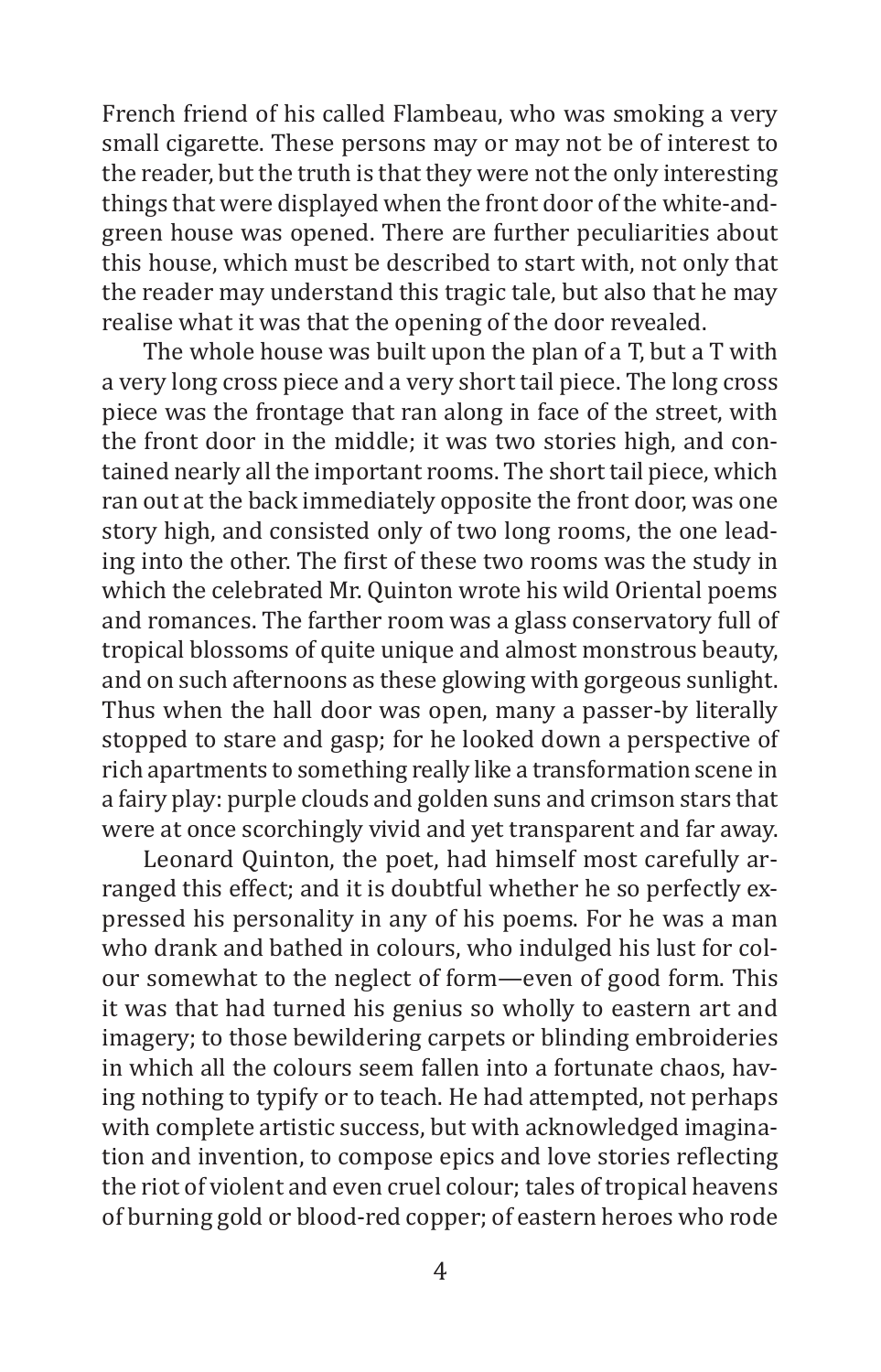French friend of his called Flambeau, who was smoking a very small cigarette. These persons may or may not be of interest to the reader, but the truth is that they were not the only interesting things that were displayed when the front door of the white-and-green house was opened. There are further peculiarities about this house, which must be described to start with, not only that the reader may understand this tragic tale, but also that he may realise what it was that the opening of the door revealed.

The whole house was built upon the plan of a T, but a T with a very long cross piece and a very short tail piece. The long cross piece was the frontage that ran along in face of the street, with the front door in the middle; it was two stories high, and contained nearly all the important rooms. The short tail piece, which ran out at the back immediately opposite the front door, was one story high, and consisted only of two long rooms, the one leading into the other. The first of these two rooms was the study in which the celebrated Mr. Quinton wrote his wild Oriental poems and romances. The farther room was a glass conservatory full of tropical blossoms of quite unique and almost monstrous beauty, and on such afternoons as these glowing with gorgeous sunlight. Thus when the hall door was open, many a passer-by literally stopped to stare and gasp; for he looked down a perspective of rich apartments to something really like a transformation scene in a fairy play: purple clouds and golden suns and crimson stars that were at once scorchingly vivid and yet transparent and far away.

Leonard Quinton, the poet, had himself most carefully arranged this effect; and it is doubtful whether he so perfectly expressed his personality in any of his poems. For he was a man who drank and bathed in colours, who indulged his lust for colour somewhat to the neglect of form—even of good form. This it was that had turned his genius so wholly to eastern art and imagery; to those bewildering carpets or blinding embroideries in which all the colours seem fallen into a fortunate chaos, having nothing to typify or to teach. He had attempted, not perhaps with complete artistic success, but with acknowledged imagination and invention, to compose epics and love stories reflecting the riot of violent and even cruel colour; tales of tropical heavens of burning gold or blood-red copper; of eastern heroes who rode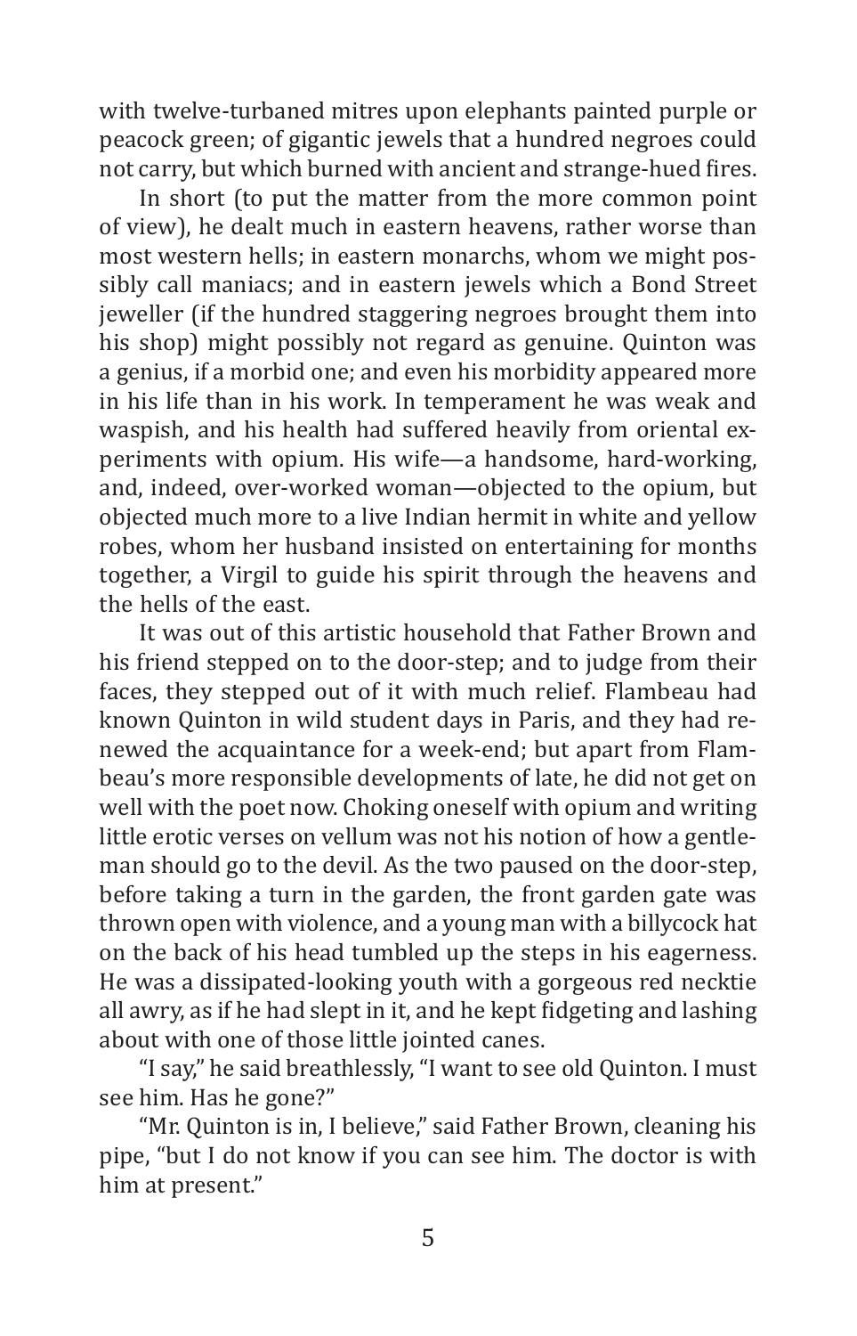with twelve-turbaned mitres upon elephants painted purple or peacock green; of gigantic jewels that a hundred negroes could not carry, but which burned with ancient and strange-hued fires.

In short (to put the matter from the more common point of view), he dealt much in eastern heavens, rather worse than most western hells; in eastern monarchs, whom we might possibly call maniacs; and in eastern jewels which a Bond Street jeweller (if the hundred staggering negroes brought them into his shop) might possibly not regard as genuine. Quinton was a genius, if a morbid one; and even his morbidity appeared more in his life than in his work. In temperament he was weak and waspish, and his health had suffered heavily from oriental experiments with opium. His wife—a handsome, hard-working, and, indeed, over-worked woman—objected to the opium, but objected much more to a live Indian hermit in white and yellow robes, whom her husband insisted on entertaining for months together, a Virgil to guide his spirit through the heavens and the hells of the east.

It was out of this artistic household that Father Brown and his friend stepped on to the door-step; and to judge from their faces, they stepped out of it with much relief. Flambeau had known Quinton in wild student days in Paris, and they had renewed the acquaintance for a week-end; but apart from Flambeau's more responsible developments of late, he did not get on well with the poet now. Choking oneself with opium and writing little erotic verses on vellum was not his notion of how a gentleman should go to the devil. As the two paused on the door-step, before taking a turn in the garden, the front garden gate was thrown open with violence, and a young man with a billycock hat on the back of his head tumbled up the steps in his eagerness. He was a dissipated-looking youth with a gorgeous red necktie all awry, as if he had slept in it, and he kept fidgeting and lashing about with one of those little jointed canes.

"I say," he said breathlessly, "I want to see old Quinton. I must see him. Has he gone?"

"Mr. Quinton is in, I believe," said Father Brown, cleaning his pipe, "but I do not know if you can see him. The doctor is with him at present."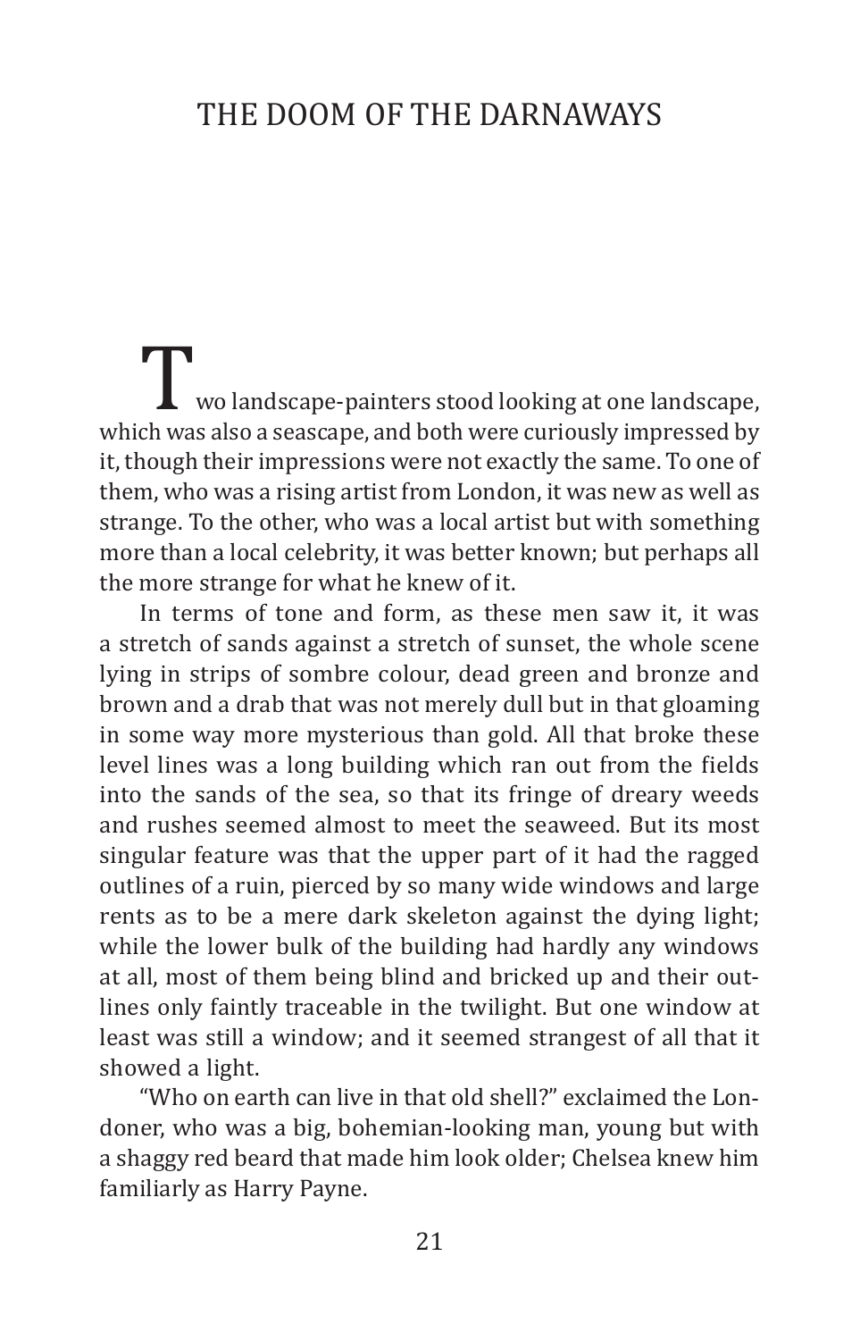# THE DOOM OF THE DARNAWAYS

Two landscape-painters stood looking at one landscape, which was also a seascape, and both were curiously impressed by it, though their impressions were not exactly the same. To one of them, who was a rising artist from London, it was new as well as strange. To the other, who was a local artist but with something more than a local celebrity, it was better known; but perhaps all the more strange for what he knew of it.

In terms of tone and form, as these men saw it, it was a stretch of sands against a stretch of sunset, the whole scene lying in strips of sombre colour, dead green and bronze and brown and a drab that was not merely dull but in that gloaming in some way more mysterious than gold. All that broke these level lines was a long building which ran out from the fields into the sands of the sea, so that its fringe of dreary weeds and rushes seemed almost to meet the seaweed. But its most singular feature was that the upper part of it had the ragged outlines of a ruin, pierced by so many wide windows and large rents as to be a mere dark skeleton against the dying light; while the lower bulk of the building had hardly any windows at all, most of them being blind and bricked up and their outlines only faintly traceable in the twilight. But one window at least was still a window; and it seemed strangest of all that it showed a light.

"Who on earth can live in that old shell?" exclaimed the Londoner, who was a big, bohemian-looking man, young but with a shaggy red beard that made him look older; Chelsea knew him familiarly as Harry Payne.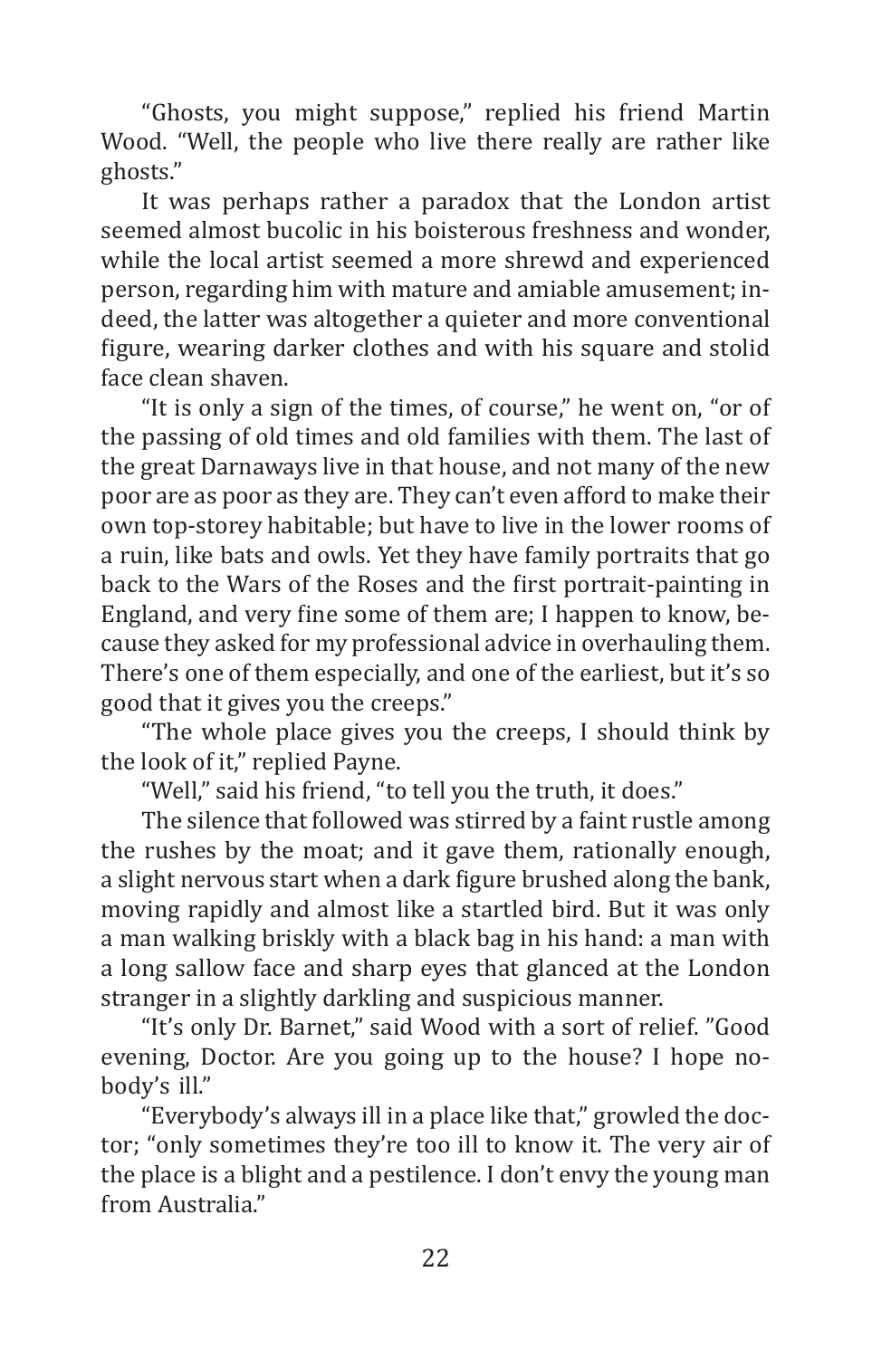"Ghosts, you might suppose," replied his friend Martin Wood. "Well, the people who live there really are rather like ghosts."

It was perhaps rather a paradox that the London artist seemed almost bucolic in his boisterous freshness and wonder, while the local artist seemed a more shrewd and experienced person, regarding him with mature and amiable amusement; indeed, the latter was altogether a quieter and more conventional figure, wearing darker clothes and with his square and stolid face clean shaven.

"It is only a sign of the times, of course," he went on, "or of the passing of old times and old families with them. The last of the great Darnaways live in that house, and not many of the new poor are as poor as they are. They can't even afford to make their own top-storey habitable; but have to live in the lower rooms of a ruin, like bats and owls. Yet they have family portraits that go back to the Wars of the Roses and the first portrait-painting in England, and very fine some of them are; I happen to know, because they asked for my professional advice in overhauling them. There's one of them especially, and one of the earliest, but it's so good that it gives you the creeps."

"The whole place gives you the creeps, I should think by the look of it," replied Payne.

"Well," said his friend, "to tell you the truth, it does."

The silence that followed was stirred by a faint rustle among the rushes by the moat; and it gave them, rationally enough, a slight nervous start when a dark figure brushed along the bank, moving rapidly and almost like a startled bird. But it was only a man walking briskly with a black bag in his hand: a man with a long sallow face and sharp eyes that glanced at the London stranger in a slightly darkling and suspicious manner.

"It's only Dr. Barnet," said Wood with a sort of relief. "Good evening, Doctor. Are you going up to the house? I hope nobody's ill."

"Everybody's always ill in a place like that," growled the doctor; "only sometimes they're too ill to know it. The very air of the place is a blight and a pestilence. I don't envy the young man from Australia."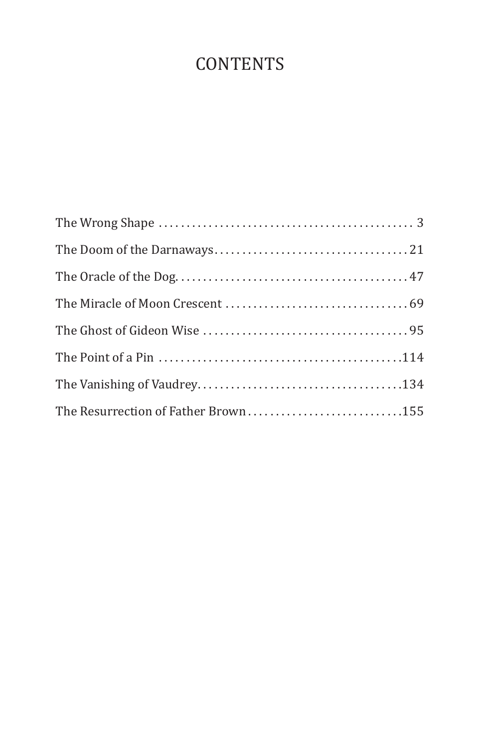# CONTENTS

| | |
|---|---|
| The Wrong Shape | 3 |
| The Doom of the Darnaways | 21 |
| The Oracle of the Dog | 47 |
| The Miracle of Moon Crescent | 69 |
| The Ghost of Gideon Wise | 95 |
| The Point of a Pin | 114 |
| The Vanishing of Vaudrey | 134 |
| The Resurrection of Father Brown | 155 |